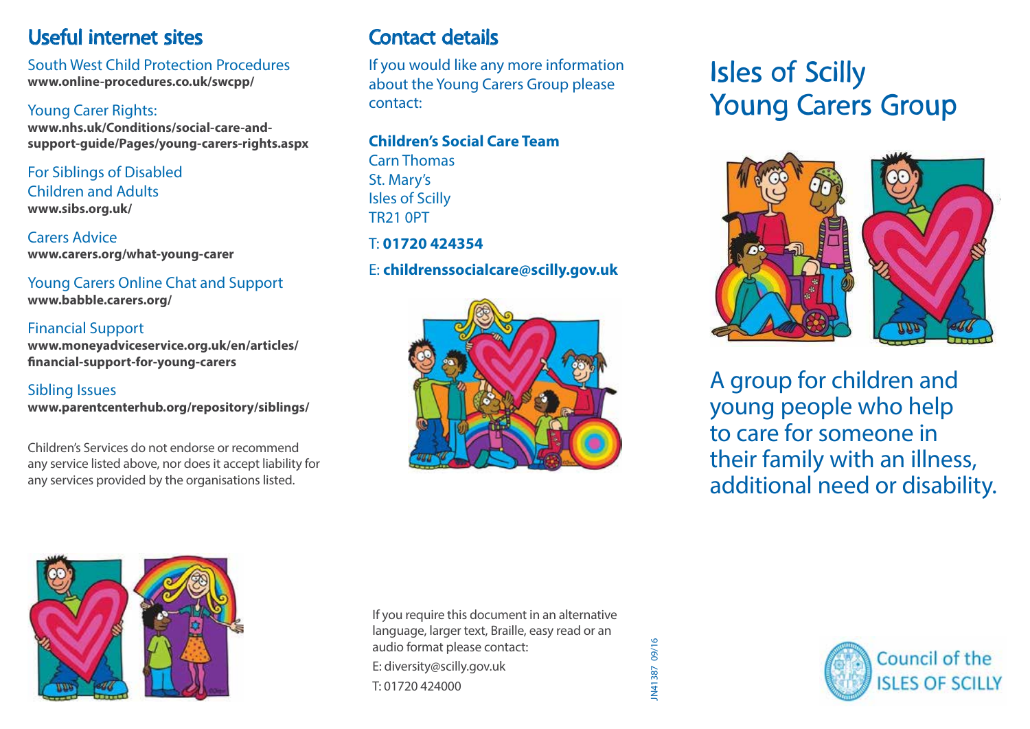## Useful internet sites

South West Child Protection Procedures
**www.online-procedures.co.uk/swcpp/**

Young Carer Rights:
**www.nhs.uk/Conditions/social-care-and-support-guide/Pages/young-carers-rights.aspx**

For Siblings of Disabled Children and Adults
**www.sibs.org.uk/**

Carers Advice
**www.carers.org/what-young-carer**

Young Carers Online Chat and Support
**www.babble.carers.org/**

Financial Support
**www.moneyadviceservice.org.uk/en/articles/financial-support-for-young-carers**

Sibling Issues
**www.parentcenterhub.org/repository/siblings/**

Children's Services do not endorse or recommend any service listed above, nor does it accept liability for any services provided by the organisations listed.

## Contact details

If you would like any more information about the Young Carers Group please contact:

**Children's Social Care Team**
Carn Thomas
St. Mary's
Isles of Scilly
TR21 0PT

T: **01720 424354**

E: **childrenssocialcare@scilly.gov.uk**

If you require this document in an alternative language, larger text, Braille, easy read or an audio format please contact:

E: diversity@scilly.gov.uk

T: 01720 424000

JN41387 09/16

# Isles of Scilly Young Carers Group

A group for children and young people who help to care for someone in their family with an illness, additional need or disability.

Council of the ISLES OF SCILLY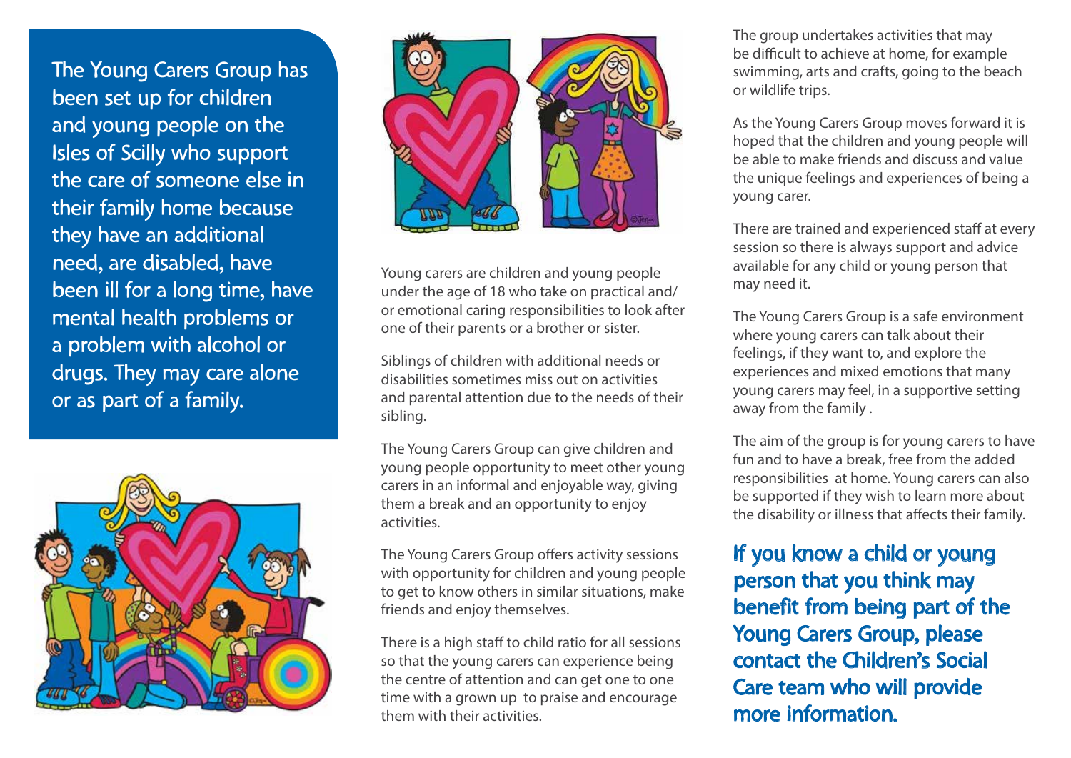**The Young Carers Group has been set up for children and young people on the Isles of Scilly who support the care of someone else in their family home because they have an additional need, are disabled, have been ill for a long time, have mental health problems or a problem with alcohol or drugs. They may care alone or as part of a family.**

Young carers are children and young people under the age of 18 who take on practical and/ or emotional caring responsibilities to look after one of their parents or a brother or sister.

Siblings of children with additional needs or disabilities sometimes miss out on activities and parental attention due to the needs of their sibling.

The Young Carers Group can give children and young people opportunity to meet other young carers in an informal and enjoyable way, giving them a break and an opportunity to enjoy activities.

The Young Carers Group offers activity sessions with opportunity for children and young people to get to know others in similar situations, make friends and enjoy themselves.

There is a high staff to child ratio for all sessions so that the young carers can experience being the centre of attention and can get one to one time with a grown up to praise and encourage them with their activities.

The group undertakes activities that may be difficult to achieve at home, for example swimming, arts and crafts, going to the beach or wildlife trips.

As the Young Carers Group moves forward it is hoped that the children and young people will be able to make friends and discuss and value the unique feelings and experiences of being a young carer.

There are trained and experienced staff at every session so there is always support and advice available for any child or young person that may need it.

The Young Carers Group is a safe environment where young carers can talk about their feelings, if they want to, and explore the experiences and mixed emotions that many young carers may feel, in a supportive setting away from the family .

The aim of the group is for young carers to have fun and to have a break, free from the added responsibilities at home. Young carers can also be supported if they wish to learn more about the disability or illness that affects their family.

**If you know a child or young person that you think may benefit from being part of the Young Carers Group, please contact the Children's Social Care team who will provide more information.**